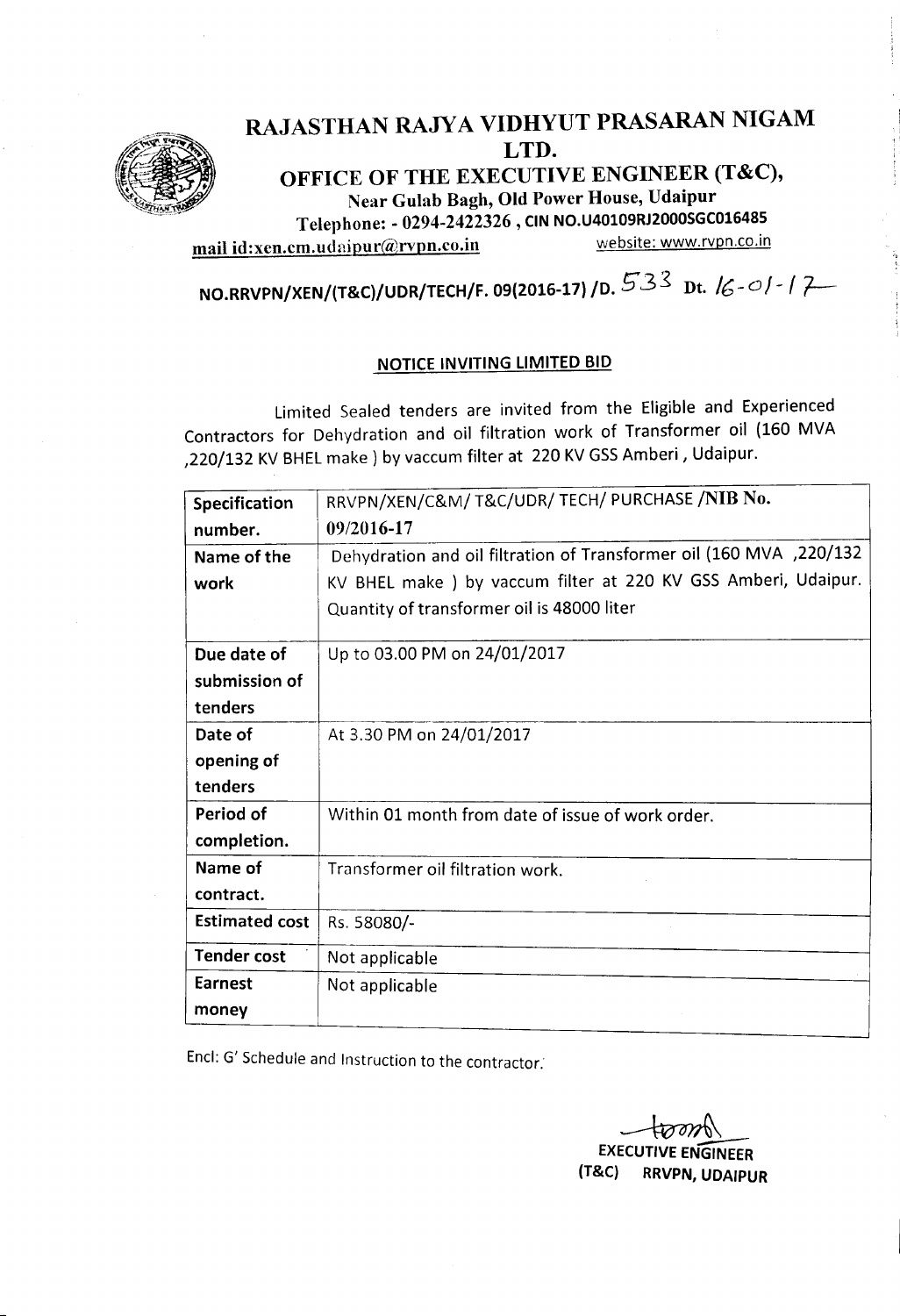# RAJASTHAN RAJYA VIDHYUT PRASARAN NIGAM LTD.

## OFFICE OF THE EXECUTIVE ENGINEER (T&C),

**Near Gulab Bagh, Old Power House, Udaipur**

**Telephone: - 0294-2422326 , CIN NO.U40109RJ2000SGC016485**

**mail id:xen.cm.udaipur@rvpn.co.in** website: www.rvpn.co.in

**NO.RRVPN/XEN/(T&C)/UDR/TECH/F. 09(2016-17) /D. 533 Dt. 16-01-17**

### NOTICE INVITING LIMITED BID

Limited Sealed tenders are invited from the Eligible and Experienced Contractors for Dehydration and oil filtration work of Transformer oil (160 MVA ,220/132 KV BHEL make ) by vaccum filter at 220 KV GSS Amberi , Udaipur.

| | |
|---|---|
| **Specification number.** | RRVPN/XEN/C&M/ T&C/UDR/ TECH/ PURCHASE /**NIB No. 09/2016-17** |
| **Name of the work** | Dehydration and oil filtration of Transformer oil (160 MVA ,220/132 KV BHEL make ) by vaccum filter at 220 KV GSS Amberi, Udaipur. Quantity of transformer oil is 48000 liter |
| **Due date of submission of tenders** | Up to 03.00 PM on 24/01/2017 |
| **Date of opening of tenders** | At 3.30 PM on 24/01/2017 |
| **Period of completion.** | Within 01 month from date of issue of work order. |
| **Name of contract.** | Transformer oil filtration work. |
| **Estimated cost** | Rs. 58080/- |
| **Tender cost** | Not applicable |
| **Earnest money** | Not applicable |

Encl: G' Schedule and Instruction to the contractor.

**EXECUTIVE ENGINEER**
**(T&C) RRVPN, UDAIPUR**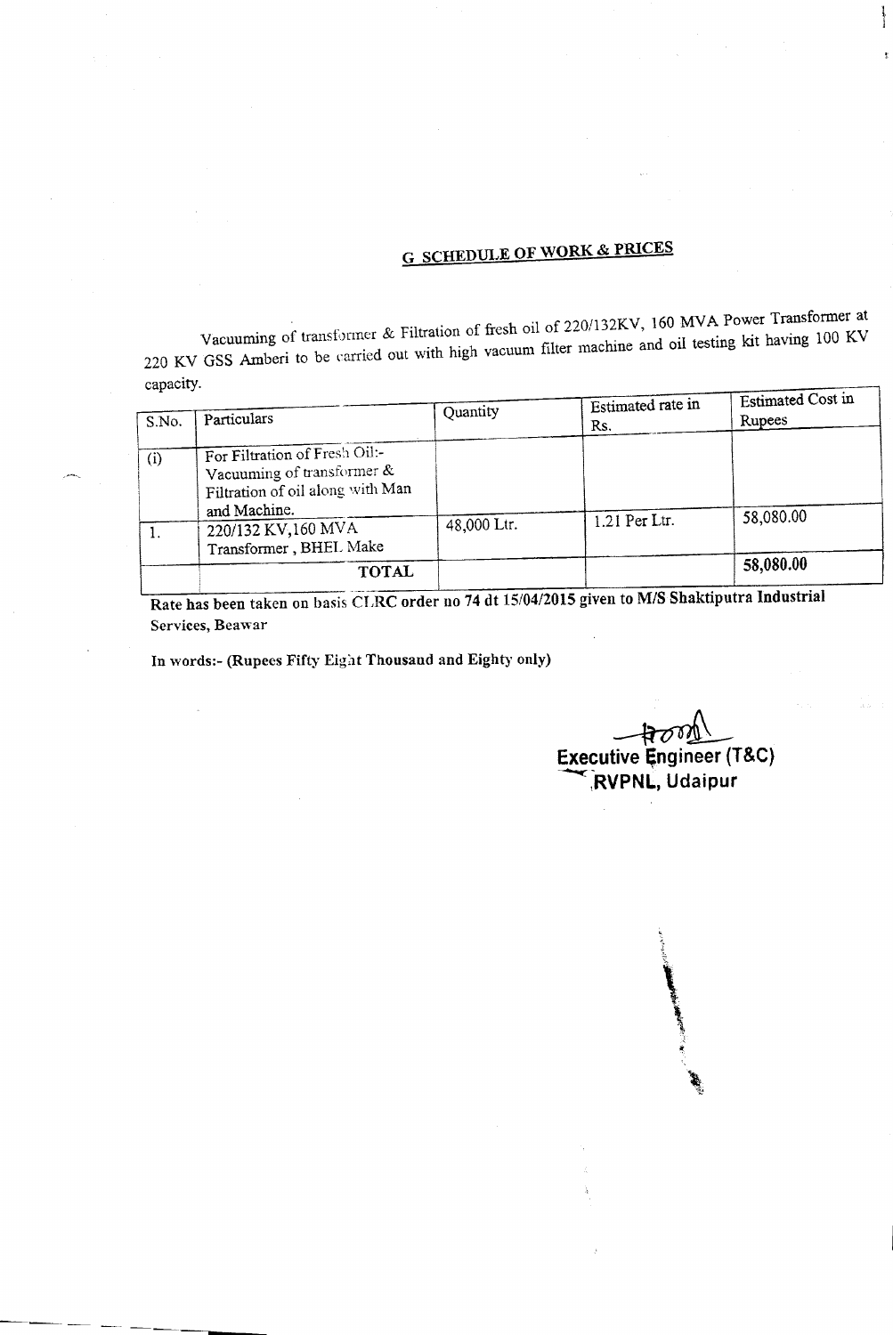## G SCHEDULE OF WORK & PRICES

Vacuuming of transformer & Filtration of fresh oil of 220/132KV, 160 MVA Power Transformer at 220 KV GSS Amberi to be carried out with high vacuum filter machine and oil testing kit having 100 KV capacity.

| S.No. | Particulars | Quantity | Estimated rate in Rs. | Estimated Cost in Rupees |
|---|---|---|---|---|
| (i) | For Filtration of Fresh Oil:- Vacuuming of transformer & Filtration of oil along with Man and Machine. | | | |
| 1. | 220/132 KV,160 MVA Transformer , BHEL Make | 48,000 Ltr. | 1.21 Per Ltr. | 58,080.00 |
| | **TOTAL** | | | **58,080.00** |

**Rate has been taken on basis CLRC order no 74 dt 15/04/2015 given to M/S Shaktiputra Industrial Services, Beawar**

**In words:- (Rupees Fifty Eight Thousand and Eighty only)**

**Executive Engineer (T&C)**
**RVPNL, Udaipur**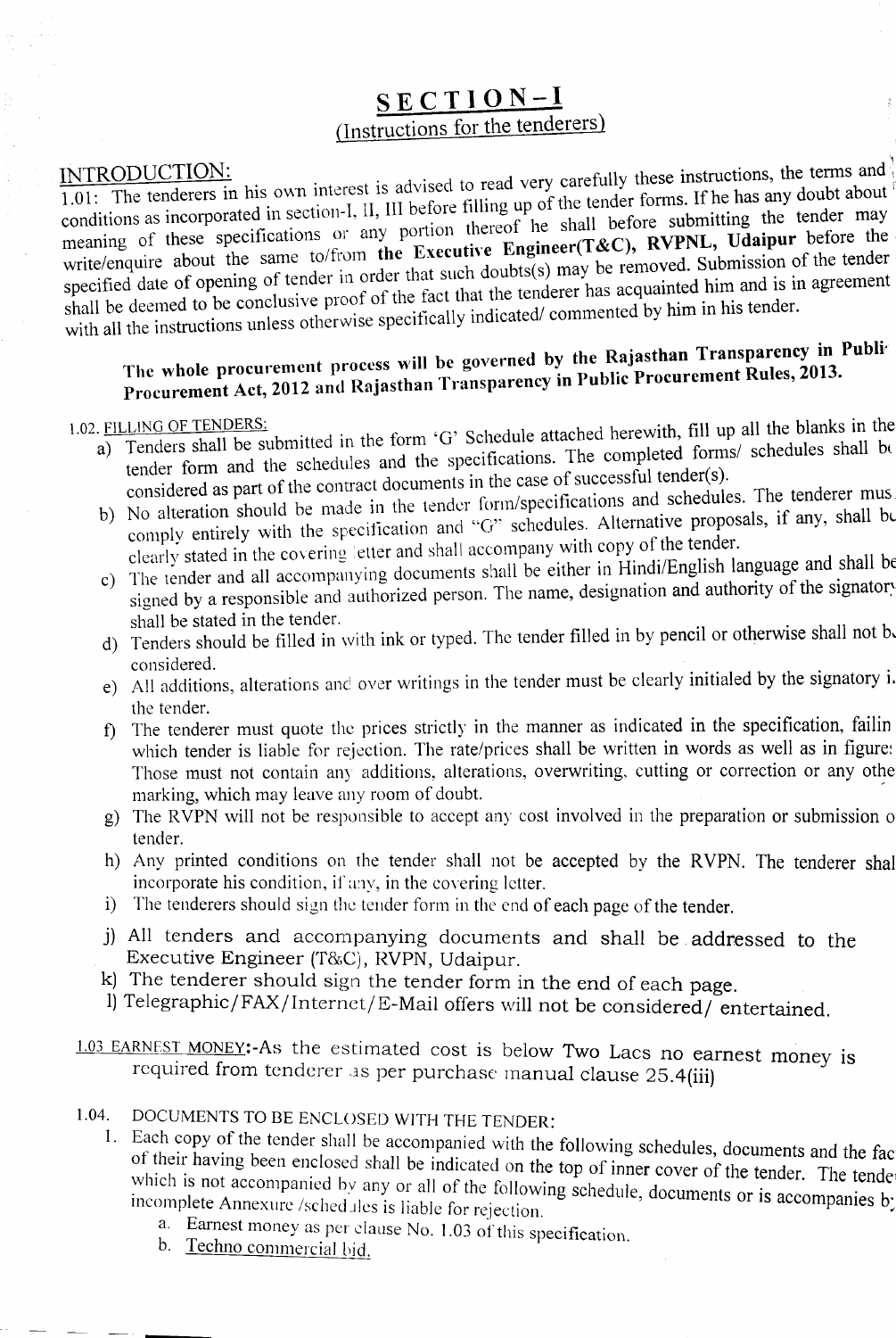# SECTION-I
## (Instructions for the tenderers)

**INTRODUCTION:**

1.01: The tenderers in his own interest is advised to read very carefully these instructions, the terms and conditions as incorporated in section-I, II, III before filling up of the tender forms. If he has any doubt about meaning of these specifications or any portion thereof he shall before submitting the tender may write/enquire about the same to/from **the Executive Engineer(T&C), RVPNL, Udaipur** before the specified date of opening of tender in order that such doubts(s) may be removed. Submission of the tender shall be deemed to be conclusive proof of the fact that the tenderer has acquainted him and is in agreement with all the instructions unless otherwise specifically indicated/ commented by him in his tender.

**The whole procurement process will be governed by the Rajasthan Transparency in Publi Procurement Act, 2012 and Rajasthan Transparency in Public Procurement Rules, 2013.**

1.02. FILLING OF TENDERS:

a) Tenders shall be submitted in the form 'G' Schedule attached herewith, fill up all the blanks in the tender form and the schedules and the specifications. The completed forms/ schedules shall be considered as part of the contract documents in the case of successful tender(s).

b) No alteration should be made in the tender form/specifications and schedules. The tenderer must comply entirely with the specification and "G" schedules. Alternative proposals, if any, shall be clearly stated in the covering letter and shall accompany with copy of the tender.

c) The tender and all accompanying documents shall be either in Hindi/English language and shall be signed by a responsible and authorized person. The name, designation and authority of the signatory shall be stated in the tender.

d) Tenders should be filled in with ink or typed. The tender filled in by pencil or otherwise shall not be considered.

e) All additions, alterations and over writings in the tender must be clearly initialed by the signatory in the tender.

f) The tenderer must quote the prices strictly in the manner as indicated in the specification, failin which tender is liable for rejection. The rate/prices shall be written in words as well as in figures Those must not contain any additions, alterations, overwriting, cutting or correction or any othe marking, which may leave any room of doubt.

g) The RVPN will not be responsible to accept any cost involved in the preparation or submission o tender.

h) Any printed conditions on the tender shall not be accepted by the RVPN. The tenderer shal incorporate his condition, if any, in the covering letter.

i) The tenderers should sign the tender form in the end of each page of the tender.

j) All tenders and accompanying documents and shall be addressed to the Executive Engineer (T&C), RVPN, Udaipur.

k) The tenderer should sign the tender form in the end of each page.

l) Telegraphic/FAX/Internet/E-Mail offers will not be considered/ entertained.

1.03 EARNEST MONEY:-As the estimated cost is below Two Lacs no earnest money is required from tenderer as per purchase manual clause 25.4(iii)

1.04. DOCUMENTS TO BE ENCLOSED WITH THE TENDER:

1. Each copy of the tender shall be accompanied with the following schedules, documents and the fac of their having been enclosed shall be indicated on the top of inner cover of the tender. The tende which is not accompanied by any or all of the following schedule, documents or is accompanies by incomplete Annexure /schedules is liable for rejection.
   a. Earnest money as per clause No. 1.03 of this specification.
   b. Techno commercial bid.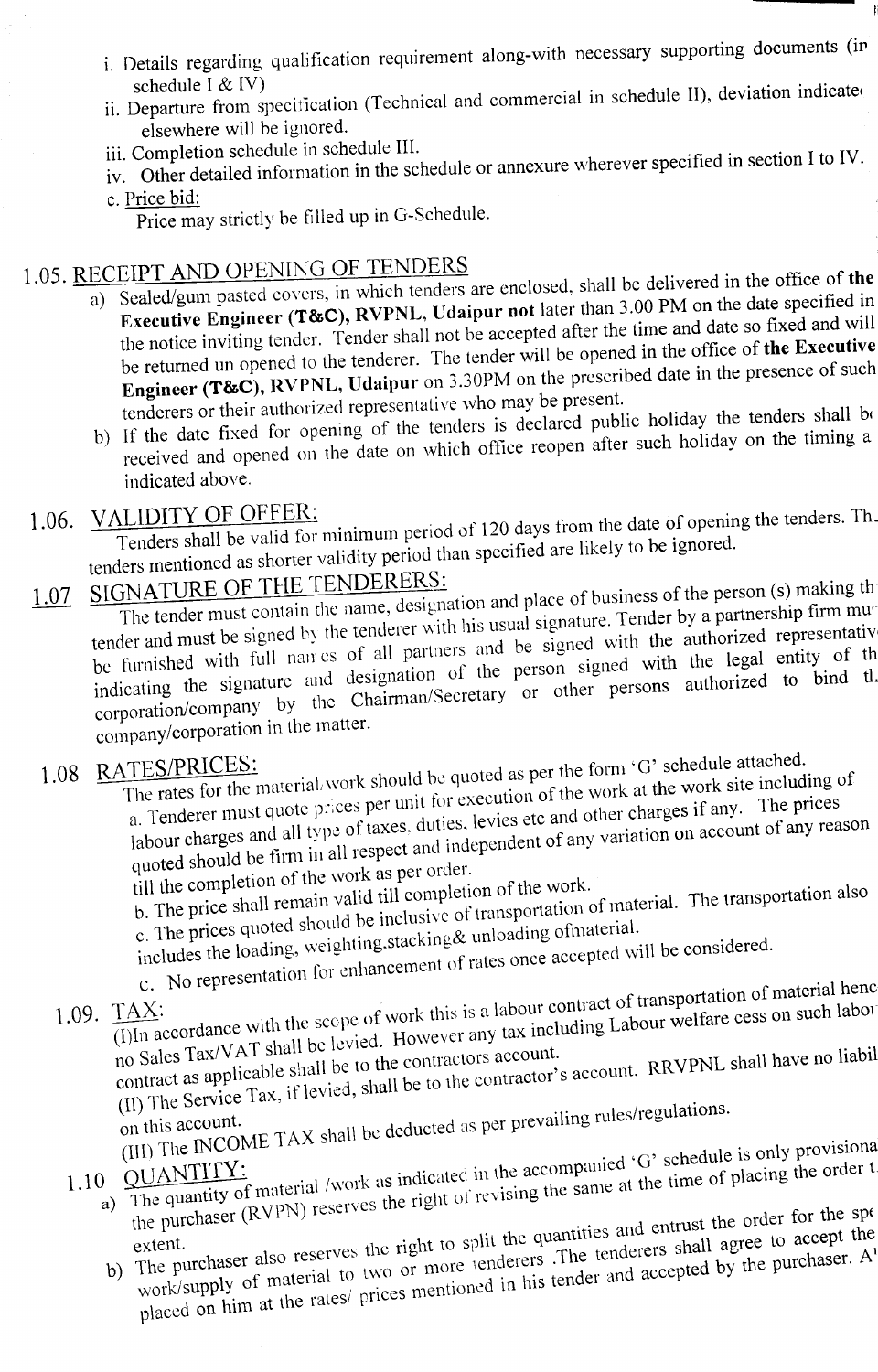i. Details regarding qualification requirement along-with necessary supporting documents (in schedule I & IV)

ii. Departure from specification (Technical and commercial in schedule II), deviation indicated elsewhere will be ignored.

iii. Completion schedule in schedule III.

iv. Other detailed information in the schedule or annexure wherever specified in section I to IV.

c. Price bid:

Price may strictly be filled up in G-Schedule.

## 1.05. RECEIPT AND OPENING OF TENDERS

a) Sealed/gum pasted covers, in which tenders are enclosed, shall be delivered in the office of **the Executive Engineer (T&C), RVPNL, Udaipur not** later than 3.00 PM on the date specified in the notice inviting tender. Tender shall not be accepted after the time and date so fixed and will be returned un opened to the tenderer. The tender will be opened in the office of **the Executive Engineer (T&C), RVPNL, Udaipur** on 3.30PM on the prescribed date in the presence of such tenderers or their authorized representative who may be present.

b) If the date fixed for opening of the tenders is declared public holiday the tenders shall be received and opened on the date on which office reopen after such holiday on the timing a indicated above.

## 1.06. VALIDITY OF OFFER:

Tenders shall be valid for minimum period of 120 days from the date of opening the tenders. The tenders mentioned as shorter validity period than specified are likely to be ignored.

## 1.07 SIGNATURE OF THE TENDERERS:

The tender must contain the name, designation and place of business of the person (s) making the tender and must be signed by the tenderer with his usual signature. Tender by a partnership firm must be furnished with full names of all partners and be signed with the authorized representative indicating the signature and designation of the person signed with the legal entity of the corporation/company by the Chairman/Secretary or other persons authorized to bind the company/corporation in the matter.

## 1.08 RATES/PRICES:

The rates for the material/work should be quoted as per the form 'G' schedule attached.

a. Tenderer must quote prices per unit for execution of the work at the work site including of labour charges and all type of taxes, duties, levies etc and other charges if any. The prices quoted should be firm in all respect and independent of any variation on account of any reason till the completion of the work as per order.

b. The price shall remain valid till completion of the work.

c. The prices quoted should be inclusive of transportation of material. The transportation also includes the loading, weighting,stacking& unloading ofmaterial.

c. No representation for enhancement of rates once accepted will be considered.

## 1.09. TAX:

(I)In accordance with the scope of work this is a labour contract of transportation of material hence no Sales Tax/VAT shall be levied. However any tax including Labour welfare cess on such labour contract as applicable shall be to the contractors account.

(II) The Service Tax, if levied, shall be to the contractor's account. RRVPNL shall have no liability on this account.

(III) The INCOME TAX shall be deducted as per prevailing rules/regulations.

## 1.10 QUANTITY:

a) The quantity of material /work as indicated in the accompanied 'G' schedule is only provisional the purchaser (RVPN) reserves the right of revising the same at the time of placing the order to extent.

b) The purchaser also reserves the right to split the quantities and entrust the order for the spe work/supply of material to two or more tenderers .The tenderers shall agree to accept the placed on him at the rates/ prices mentioned in his tender and accepted by the purchaser. A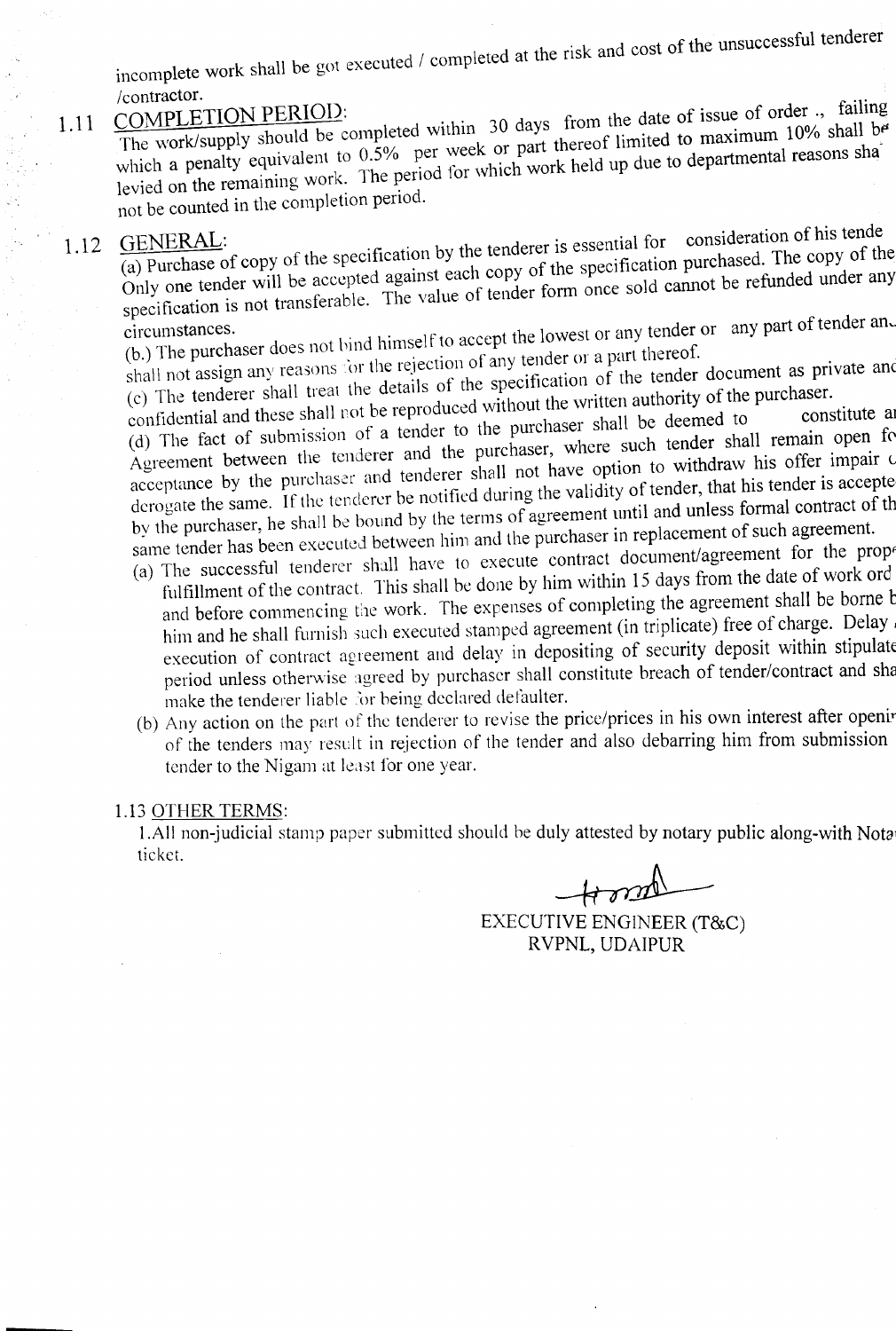incomplete work shall be got executed / completed at the risk and cost of the unsuccessful tenderer /contractor.

## 1.11 COMPLETION PERIOD:

The work/supply should be completed within 30 days from the date of issue of order ., failing which a penalty equivalent to 0.5% per week or part thereof limited to maximum 10% shall be levied on the remaining work. The period for which work held up due to departmental reasons sha not be counted in the completion period.

## 1.12 GENERAL:

(a) Purchase of copy of the specification by the tenderer is essential for consideration of his tende Only one tender will be accepted against each copy of the specification purchased. The copy of the specification is not transferable. The value of tender form once sold cannot be refunded under any circumstances.

(b.) The purchaser does not bind himself to accept the lowest or any tender or any part of tender an shall not assign any reasons for the rejection of any tender or a part thereof.

(c) The tenderer shall treat the details of the specification of the tender document as private anc confidential and these shall not be reproduced without the written authority of the purchaser.

(d) The fact of submission of a tender to the purchaser shall be deemed to constitute ar Agreement between the tenderer and the purchaser, where such tender shall remain open fo acceptance by the purchaser and tenderer shall not have option to withdraw his offer impair o derogate the same. If the tenderer be notified during the validity of tender, that his tender is accepte by the purchaser, he shall be bound by the terms of agreement until and unless formal contract of th same tender has been executed between him and the purchaser in replacement of such agreement.

(a) The successful tenderer shall have to execute contract document/agreement for the prop fulfillment of the contract. This shall be done by him within 15 days from the date of work ord and before commencing the work. The expenses of completing the agreement shall be borne b him and he shall furnish such executed stamped agreement (in triplicate) free of charge. Delay execution of contract agreement and delay in depositing of security deposit within stipulate period unless otherwise agreed by purchaser shall constitute breach of tender/contract and sha make the tenderer liable for being declared defaulter.

(b) Any action on the part of the tenderer to revise the price/prices in his own interest after openir of the tenders may result in rejection of the tender and also debarring him from submission tender to the Nigam at least for one year.

### 1.13 OTHER TERMS:

1.All non-judicial stamp paper submitted should be duly attested by notary public along-with Nota ticket.

EXECUTIVE ENGINEER (T&C)
RVPNL, UDAIPUR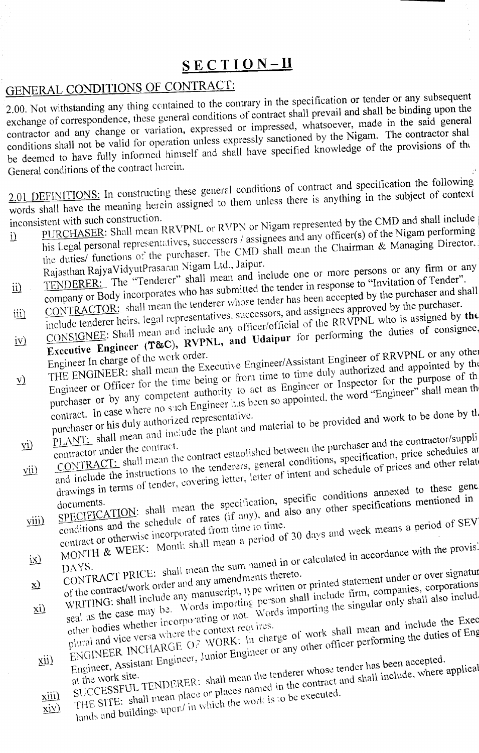# SECTION-II

## GENERAL CONDITIONS OF CONTRACT:

2.00. Not withstanding any thing contained to the contrary in the specification or tender or any subsequent exchange of correspondence, these general conditions of contract shall prevail and shall be binding upon the contractor and any change or variation, expressed or impressed, whatsoever, made in the said general conditions shall not be valid for operation unless expressly sanctioned by the Nigam. The contractor shal be deemed to have fully informed himself and shall have specified knowledge of the provisions of the General conditions of the contract herein.

2.01 DEFINITIONS: In constructing these general conditions of contract and specification the following words shall have the meaning herein assigned to them unless there is anything in the subject of context inconsistent with such construction.

i) PURCHASER: Shall mean RRVPNL or RVPN or Nigam represented by the CMD and shall include his Legal personal representatives, successors / assignees and any officer(s) of the Nigam performing the duties/ functions of the purchaser. The CMD shall mean the Chairman & Managing Director, Rajasthan RajyaVidyutPrasaran Nigam Ltd., Jaipur.

ii) TENDERER: The "Tenderer" shall mean and include one or more persons or any firm or any company or Body incorporates who has submitted the tender in response to "Invitation of Tender".

iii) CONTRACTOR: shall mean the tenderer whose tender has been accepted by the purchaser and shall include tenderer heirs. legal representatives. successors, and assignees approved by the purchaser.

iv) CONSIGNEE: Shall mean and include any officer/official of the RRVPNL who is assigned by **the Executive Engineer (T&C), RVPNL, and Udaipur** for performing the duties of consignee, Engineer In charge of the work order.

v) THE ENGINEER: shall mean the Executive Engineer/Assistant Engineer of RRVPNL or any other Engineer or Officer for the time being or from time to time duly authorized and appointed by the purchaser or by any competent authority to act as Engineer or Inspector for the purpose of the contract. In case where no such Engineer has been so appointed. the word "Engineer" shall mean the purchaser or his duly authorized representative.

vi) PLANT: shall mean and include the plant and material to be provided and work to be done by the contractor under the contract.

vii) CONTRACT: shall mean the contract established between the purchaser and the contractor/suppli and include the instructions to the tenderers, general conditions, specification, price schedules and drawings in terms of tender, covering letter, letter of intent and schedule of prices and other related documents.

viii) SPECIFICATION: shall mean the specification, specific conditions annexed to these gene conditions and the schedule of rates (if any). and also any other specifications mentioned in contract or otherwise incorporated from time to time.

ix) MONTH & WEEK: Month shall mean a period of 30 days and week means a period of SEV DAYS.

x) CONTRACT PRICE: shall mean the sum named in or calculated in accordance with the provis of the contract/work order and any amendments thereto.

xi) WRITING: shall include any manuscript, type written or printed statement under or over signatur seal as the case may be. Words importing person shall include firm, companies, corporations other bodies whether incorporating or not. Words importing the singular only shall also includ plural and vice versa where the context requires.

xii) ENGINEER INCHARGE OF WORK: In charge of work shall mean and include the Exec Engineer, Assistant Engineer, Junior Engineer or any other officer performing the duties of Eng at the work site.

xiii) SUCCESSFUL TENDERER: shall mean the tenderer whose tender has been accepted.

xiv) THE SITE: shall mean place or places named in the contract and shall include, where applicat lands and buildings upon/ in which the work is to be executed.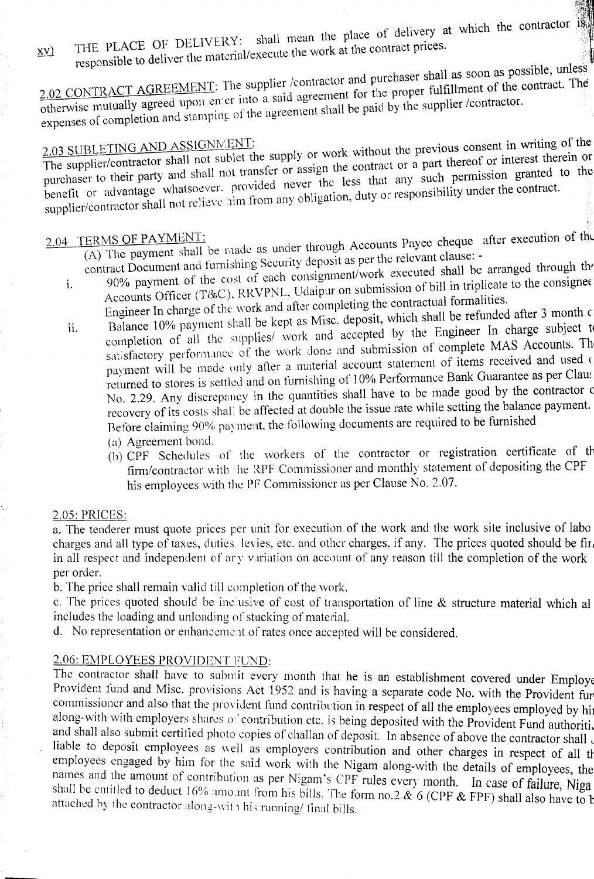xv) THE PLACE OF DELIVERY: shall mean the place of delivery at which the contractor is responsible to deliver the material/execute the work at the contract prices.

2.02 CONTRACT AGREEMENT: The supplier /contractor and purchaser shall as soon as possible, unless otherwise mutually agreed upon enter into a said agreement for the proper fulfillment of the contract. The expenses of completion and stamping of the agreement shall be paid by the supplier /contractor.

2.03 SUBLETING AND ASSIGNMENT:
The supplier/contractor shall not sublet the supply or work without the previous consent in writing of the purchaser to their party and shall not transfer or assign the contract or a part thereof or interest therein or benefit or advantage whatsoever. provided never the less that any such permission granted to the supplier/contractor shall not relieve him from any obligation, duty or responsibility under the contract.

2.04 TERMS OF PAYMENT:
(A) The payment shall be made as under through Accounts Payee cheque after execution of the contract Document and furnishing Security deposit as per the relevant clause: -

i. 90% payment of the cost of each consignment/work executed shall be arranged through the Accounts Officer (T&C), RRVPNL, Udaipur on submission of bill in triplicate to the consignee Engineer In charge of the work and after completing the contractual formalities.

ii. Balance 10% payment shall be kept as Misc. deposit, which shall be refunded after 3 month of completion of all the supplies/ work and accepted by the Engineer In charge subject to satisfactory performance of the work done and submission of complete MAS Accounts. The payment will be made only after a material account statement of items received and used or returned to stores is settled and on furnishing of 10% Performance Bank Guarantee as per Clause No. 2.29. Any discrepancy in the quantities shall have to be made good by the contractor or recovery of its costs shall be affected at double the issue rate while setting the balance payment. Before claiming 90% payment, the following documents are required to be furnished
(a) Agreement bond.
(b) CPF Schedules of the workers of the contractor or registration certificate of the firm/contractor with the RPF Commissioner and monthly statement of depositing the CPF his employees with the PF Commissioner as per Clause No. 2.07.

2.05: PRICES:
a. The tenderer must quote prices per unit for execution of the work and the work site inclusive of labour charges and all type of taxes, duties, levies, etc. and other charges, if any. The prices quoted should be firm in all respect and independent of any variation on account of any reason till the completion of the work per order.
b. The price shall remain valid till completion of the work.
c. The prices quoted should be inclusive of cost of transportation of line & structure material which also includes the loading and unloading of stucking of material.
d. No representation or enhancement of rates once accepted will be considered.

2.06: EMPLOYEES PROVIDENT FUND:
The contractor shall have to submit every month that he is an establishment covered under Employees Provident fund and Misc. provisions Act 1952 and is having a separate code No. with the Provident fund commissioner and also that the provident fund contribution in respect of all the employees employed by him along-with with employers shares or contribution etc. is being deposited with the Provident Fund authorities and shall also submit certified photo copies of challan of deposit. In absence of above the contractor shall be liable to deposit employees as well as employers contribution and other charges in respect of all the employees engaged by him for the said work with the Nigam along-with the details of employees, their names and the amount of contribution as per Nigam's CPF rules every month. In case of failure, Nigam shall be entitled to deduct 16% amount from his bills. The form no.2 & 6 (CPF & FPF) shall also have to be attached by the contractor along-with his running/ final bills.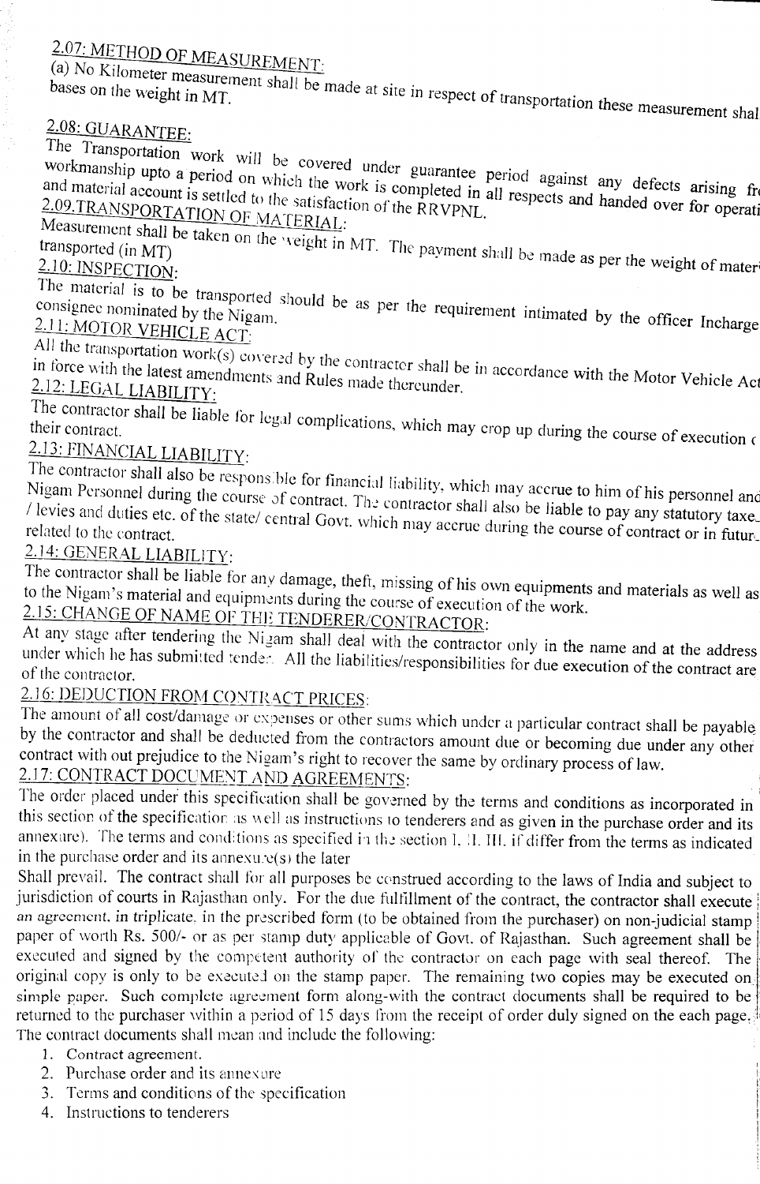## 2.07: METHOD OF MEASUREMENT:

(a) No Kilometer measurement shall be made at site in respect of transportation these measurement shal bases on the weight in MT.

## 2.08: GUARANTEE:

The Transportation work will be covered under guarantee period against any defects arising fr workmanship upto a period on which the work is completed in all respects and handed over for operati and material account is settled to the satisfaction of the RRVPNL.

## 2.09.TRANSPORTATION OF MATERIAL:

Measurement shall be taken on the weight in MT. The payment shall be made as per the weight of materi transported (in MT)

## 2.10: INSPECTION:

The material is to be transported should be as per the requirement intimated by the officer Incharge consignee nominated by the Nigam.

## 2.11: MOTOR VEHICLE ACT:

All the transportation work(s) covered by the contractor shall be in accordance with the Motor Vehicle Act in force with the latest amendments and Rules made thereunder.

## 2.12: LEGAL LIABILITY:

The contractor shall be liable for legal complications, which may crop up during the course of execution c their contract.

## 2.13: FINANCIAL LIABILITY:

The contractor shall also be responsible for financial liability, which may accrue to him of his personnel and Nigam Personnel during the course of contract. The contractor shall also be liable to pay any statutory taxe / levies and duties etc. of the state/ central Govt. which may accrue during the course of contract or in futur related to the contract.

## 2.14: GENERAL LIABILITY:

The contractor shall be liable for any damage, theft, missing of his own equipments and materials as well as to the Nigam's material and equipments during the course of execution of the work.

## 2.15: CHANGE OF NAME OF THE TENDERER/CONTRACTOR:

At any stage after tendering the Nigam shall deal with the contractor only in the name and at the address under which he has submitted tender. All the liabilities/responsibilities for due execution of the contract are of the contractor.

## 2.16: DEDUCTION FROM CONTRACT PRICES:

The amount of all cost/damage or expenses or other sums which under a particular contract shall be payable by the contractor and shall be deducted from the contractors amount due or becoming due under any other contract with out prejudice to the Nigam's right to recover the same by ordinary process of law.

## 2.17: CONTRACT DOCUMENT AND AGREEMENTS:

The order placed under this specification shall be governed by the terms and conditions as incorporated in this section of the specification as well as instructions to tenderers and as given in the purchase order and its annexure). The terms and conditions as specified in the section I, II, III, if differ from the terms as indicated in the purchase order and its annexure(s) the later

Shall prevail. The contract shall for all purposes be construed according to the laws of India and subject to jurisdiction of courts in Rajasthan only. For the due fulfillment of the contract, the contractor shall execute an agreement, in triplicate, in the prescribed form (to be obtained from the purchaser) on non-judicial stamp paper of worth Rs. 500/- or as per stamp duty applicable of Govt. of Rajasthan. Such agreement shall be executed and signed by the competent authority of the contractor on each page with seal thereof. The original copy is only to be executed on the stamp paper. The remaining two copies may be executed on simple paper. Such complete agreement form along-with the contract documents shall be required to be returned to the purchaser within a period of 15 days from the receipt of order duly signed on the each page. The contract documents shall mean and include the following:

1. Contract agreement.
2. Purchase order and its annexure
3. Terms and conditions of the specification
4. Instructions to tenderers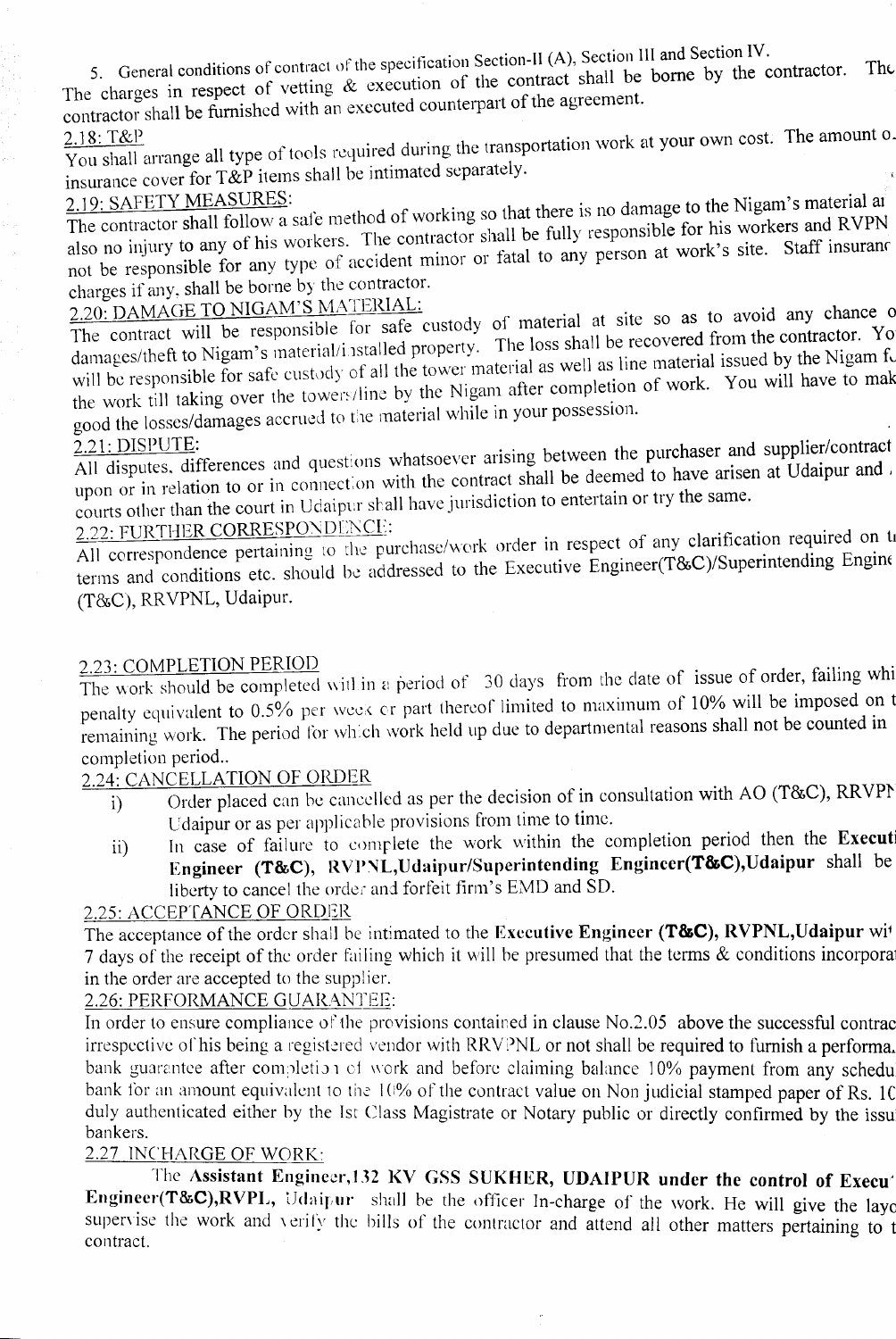5. General conditions of contract of the specification Section-II (A), Section III and Section IV. The charges in respect of vetting & execution of the contract shall be borne by the contractor. The contractor shall be furnished with an executed counterpart of the agreement.

2.18: T&P

You shall arrange all type of tools required during the transportation work at your own cost. The amount o insurance cover for T&P items shall be intimated separately.

2.19: SAFETY MEASURES:

The contractor shall follow a safe method of working so that there is no damage to the Nigam's material ar also no injury to any of his workers. The contractor shall be fully responsible for his workers and RVPN not be responsible for any type of accident minor or fatal to any person at work's site. Staff insuranc charges if any, shall be borne by the contractor.

2.20: DAMAGE TO NIGAM'S MATERIAL:

The contract will be responsible for safe custody of material at site so as to avoid any chance o damages/theft to Nigam's material/installed property. The loss shall be recovered from the contractor. Yo will be responsible for safe custody of all the tower material as well as line material issued by the Nigam f the work till taking over the towers/line by the Nigam after completion of work. You will have to mak good the losses/damages accrued to the material while in your possession.

2.21: DISPUTE:

All disputes, differences and questions whatsoever arising between the purchaser and supplier/contract upon or in relation to or in connection with the contract shall be deemed to have arisen at Udaipur and courts other than the court in Udaipur shall have jurisdiction to entertain or try the same.

2.22: FURTHER CORRESPONDENCE:

All correspondence pertaining to the purchase/work order in respect of any clarification required on t terms and conditions etc. should be addressed to the Executive Engineer(T&C)/Superintending Engine (T&C), RRVPNL, Udaipur.

2.23: COMPLETION PERIOD

The work should be completed with in a period of 30 days from the date of issue of order, failing whi penalty equivalent to 0.5% per week or part thereof limited to maximum of 10% will be imposed on t remaining work. The period for which work held up due to departmental reasons shall not be counted in completion period..

2.24: CANCELLATION OF ORDER

i) Order placed can be cancelled as per the decision of in consultation with AO (T&C), RRVPN Udaipur or as per applicable provisions from time to time.

ii) In case of failure to complete the work within the completion period then the **Executi Engineer (T&C), RVPNL,Udaipur/Superintending Engineer(T&C),Udaipur** shall be liberty to cancel the order and forfeit firm's EMD and SD.

2.25: ACCEPTANCE OF ORDER

The acceptance of the order shall be intimated to the **Executive Engineer (T&C), RVPNL,Udaipur** wi 7 days of the receipt of the order failing which it will be presumed that the terms & conditions incorpora in the order are accepted to the supplier.

2.26: PERFORMANCE GUARANTEE:

In order to ensure compliance of the provisions contained in clause No.2.05 above the successful contrac irrespective of his being a registered vendor with RRVPNL or not shall be required to furnish a performa. bank guarantee after completion of work and before claiming balance 10% payment from any schedu bank for an amount equivalent to the 10% of the contract value on Non judicial stamped paper of Rs. 1C duly authenticated either by the Ist Class Magistrate or Notary public or directly confirmed by the issu bankers.

2.27 INCHARGE OF WORK:

The **Assistant Engineer,132 KV GSS SUKHER, UDAIPUR under the control of Execu Engineer(T&C),RVPL, Udaipur** shall be the officer In-charge of the work. He will give the layo supervise the work and verify the bills of the contractor and attend all other matters pertaining to t contract.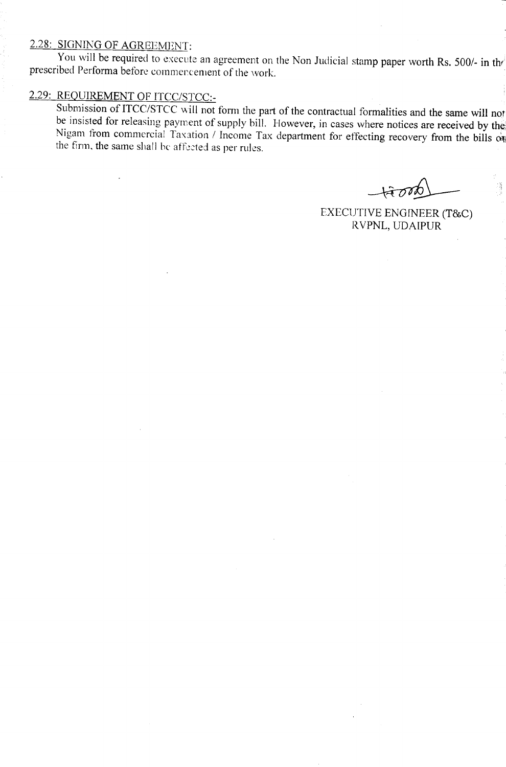## 2.28: SIGNING OF AGREEMENT:

You will be required to execute an agreement on the Non Judicial stamp paper worth Rs. 500/- in the prescribed Performa before commencement of the work.

## 2.29: REQUIREMENT OF ITCC/STCC:-

Submission of ITCC/STCC will not form the part of the contractual formalities and the same will not be insisted for releasing payment of supply bill. However, in cases where notices are received by the Nigam from commercial Taxation / Income Tax department for effecting recovery from the bills of the firm, the same shall be affected as per rules.

EXECUTIVE ENGINEER (T&C)
RVPNL, UDAIPUR